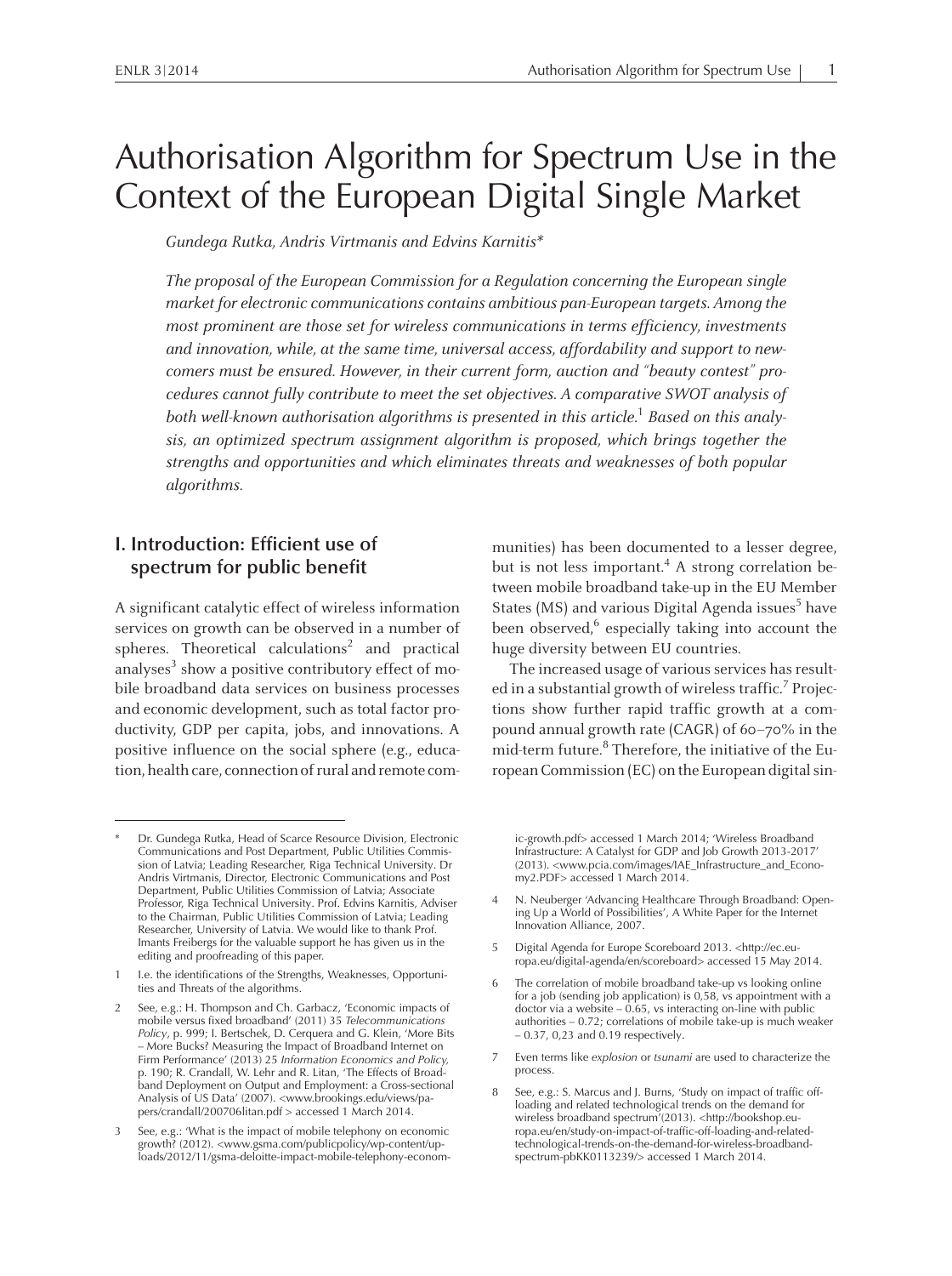# Authorisation Algorithm for Spectrum Use in the Context of the European Digital Single Market

*Gundega Rutka, Andris Virtmanis and Edvins Karnitis**

*The proposal of the European Commission for a Regulation concerning the European single market for electronic communications contains ambitious pan-European targets. Among the most prominent are those set for wireless communications in terms efficiency, investments and innovation, while, at the same time, universal access, affordability and support to newcomers must be ensured. However, in their current form, auction and "beauty contest" procedures cannot fully contribute to meet the set objectives. A comparative SWOT analysis of both well-known authorisation algorithms is presented in this article.*[1] *Based on this analysis, an optimized spectrum assignment algorithm is proposed, which brings together the strengths and opportunities and which eliminates threats and weaknesses of both popular algorithms.*

## I. Introduction: Efficient use of spectrum for public benefit

A significant catalytic effect of wireless information services on growth can be observed in a number of spheres. Theoretical calculations[2] and practical analyses[3] show a positive contributory effect of mobile broadband data services on business processes and economic development, such as total factor productivity, GDP per capita, jobs, and innovations. A positive influence on the social sphere (e.g., education, health care, connection of rural and remote communities) has been documented to a lesser degree, but is not less important.[4] A strong correlation between mobile broadband take-up in the EU Member States (MS) and various Digital Agenda issues[5] have been observed,[6] especially taking into account the huge diversity between EU countries.

The increased usage of various services has resulted in a substantial growth of wireless traffic.[7] Projections show further rapid traffic growth at a compound annual growth rate (CAGR) of 60–70% in the mid-term future.[8] Therefore, the initiative of the European Commission (EC) on the European digital sin-

---

\* Dr. Gundega Rutka, Head of Scarce Resource Division, Electronic Communications and Post Department, Public Utilities Commission of Latvia; Leading Researcher, Riga Technical University. Dr Andris Virtmanis, Director, Electronic Communications and Post Department, Public Utilities Commission of Latvia; Associate Professor, Riga Technical University. Prof. Edvins Karnitis, Adviser to the Chairman, Public Utilities Commission of Latvia; Leading Researcher, University of Latvia. We would like to thank Prof. Imants Freibergs for the valuable support he has given us in the editing and proofreading of this paper.

1 I.e. the identifications of the Strengths, Weaknesses, Opportunities and Threats of the algorithms.

2 See, e.g.: H. Thompson and Ch. Garbacz, 'Economic impacts of mobile versus fixed broadband' (2011) 35 *Telecommunications Policy*, p. 999; I. Bertschek, D. Cerquera and G. Klein, 'More Bits – More Bucks? Measuring the Impact of Broadband Internet on Firm Performance' (2013) 25 *Information Economics and Policy,* p. 190; R. Crandall, W. Lehr and R. Litan, 'The Effects of Broadband Deployment on Output and Employment: a Cross-sectional Analysis of US Data' (2007). <www.brookings.edu/views/papers/crandall/200706litan.pdf > accessed 1 March 2014.

3 See, e.g.: 'What is the impact of mobile telephony on economic growth? (2012). <www.gsma.com/publicpolicy/wp-content/uploads/2012/11/gsma-deloitte-impact-mobile-telephony-economic-growth.pdf> accessed 1 March 2014; 'Wireless Broadband Infrastructure: A Catalyst for GDP and Job Growth 2013-2017' (2013). <www.pcia.com/images/IAE_Infrastructure_and_Economy2.PDF> accessed 1 March 2014.

4 N. Neuberger 'Advancing Healthcare Through Broadband: Opening Up a World of Possibilities', A White Paper for the Internet Innovation Alliance, 2007.

5 Digital Agenda for Europe Scoreboard 2013. <http://ec.europa.eu/digital-agenda/en/scoreboard> accessed 15 May 2014.

6 The correlation of mobile broadband take-up vs looking online for a job (sending job application) is 0,58, vs appointment with a doctor via a website – 0.65, vs interacting on-line with public authorities – 0.72; correlations of mobile take-up is much weaker – 0.37, 0,23 and 0.19 respectively.

7 Even terms like *explosion* or *tsunami* are used to characterize the process.

8 See, e.g.: S. Marcus and J. Burns, 'Study on impact of traffic off-loading and related technological trends on the demand for wireless broadband spectrum'(2013). <http://bookshop.europa.eu/en/study-on-impact-of-traffic-off-loading-and-related-technological-trends-on-the-demand-for-wireless-broadband-spectrum-pbKK0113239/> accessed 1 March 2014.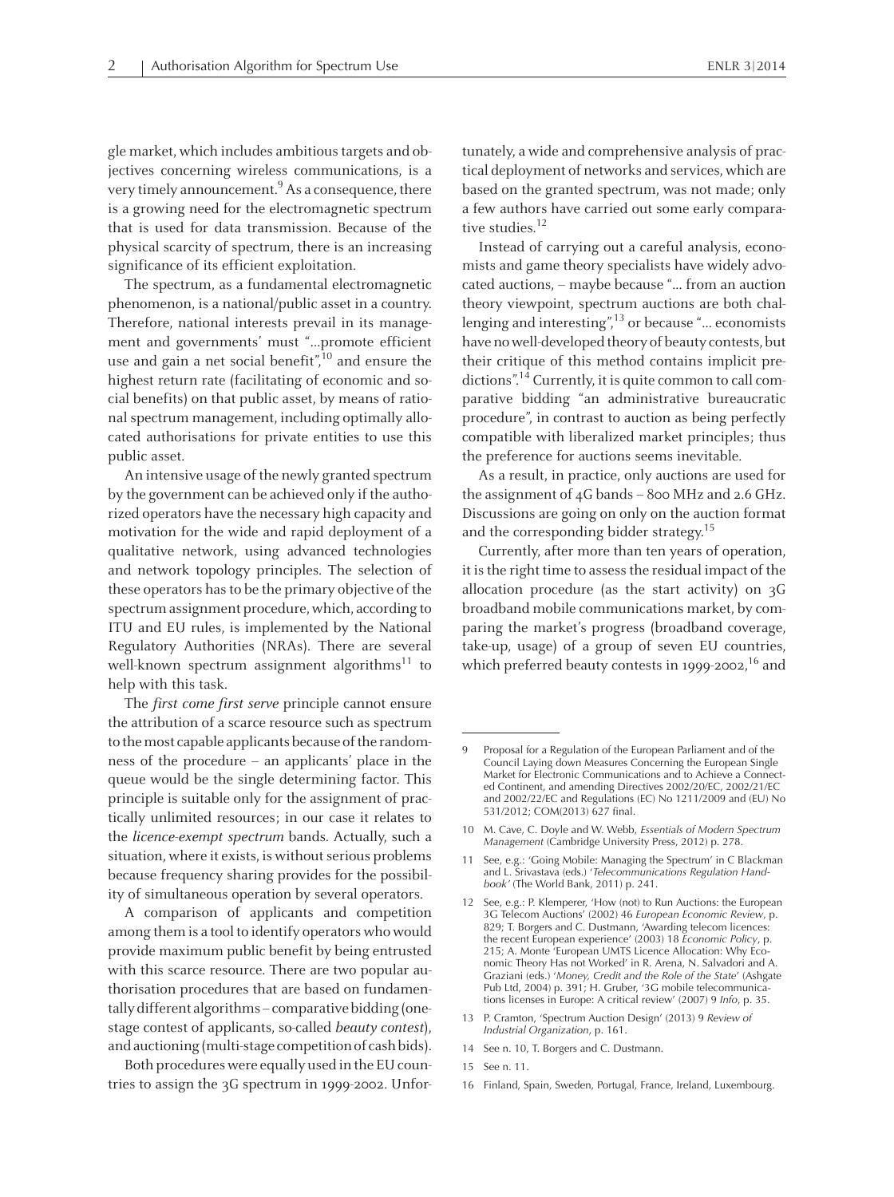gle market, which includes ambitious targets and objectives concerning wireless communications, is a very timely announcement.[9] As a consequence, there is a growing need for the electromagnetic spectrum that is used for data transmission. Because of the physical scarcity of spectrum, there is an increasing significance of its efficient exploitation.

The spectrum, as a fundamental electromagnetic phenomenon, is a national/public asset in a country. Therefore, national interests prevail in its management and governments' must "...promote efficient use and gain a net social benefit",[10] and ensure the highest return rate (facilitating of economic and social benefits) on that public asset, by means of rational spectrum management, including optimally allocated authorisations for private entities to use this public asset.

An intensive usage of the newly granted spectrum by the government can be achieved only if the authorized operators have the necessary high capacity and motivation for the wide and rapid deployment of a qualitative network, using advanced technologies and network topology principles. The selection of these operators has to be the primary objective of the spectrum assignment procedure, which, according to ITU and EU rules, is implemented by the National Regulatory Authorities (NRAs). There are several well-known spectrum assignment algorithms[11] to help with this task.

The *first come first serve* principle cannot ensure the attribution of a scarce resource such as spectrum to the most capable applicants because of the randomness of the procedure – an applicants' place in the queue would be the single determining factor. This principle is suitable only for the assignment of practically unlimited resources; in our case it relates to the *licence-exempt spectrum* bands. Actually, such a situation, where it exists, is without serious problems because frequency sharing provides for the possibility of simultaneous operation by several operators.

A comparison of applicants and competition among them is a tool to identify operators who would provide maximum public benefit by being entrusted with this scarce resource. There are two popular authorisation procedures that are based on fundamentally different algorithms – comparative bidding (one-stage contest of applicants, so-called *beauty contest*), and auctioning (multi-stage competition of cash bids).

Both procedures were equally used in the EU countries to assign the 3G spectrum in 1999-2002. Unfortunately, a wide and comprehensive analysis of practical deployment of networks and services, which are based on the granted spectrum, was not made; only a few authors have carried out some early comparative studies.[12]

Instead of carrying out a careful analysis, economists and game theory specialists have widely advocated auctions, – maybe because "... from an auction theory viewpoint, spectrum auctions are both challenging and interesting",[13] or because "... economists have no well-developed theory of beauty contests, but their critique of this method contains implicit predictions".[14] Currently, it is quite common to call comparative bidding "an administrative bureaucratic procedure", in contrast to auction as being perfectly compatible with liberalized market principles; thus the preference for auctions seems inevitable.

As a result, in practice, only auctions are used for the assignment of 4G bands – 800 MHz and 2.6 GHz. Discussions are going on only on the auction format and the corresponding bidder strategy.[15]

Currently, after more than ten years of operation, it is the right time to assess the residual impact of the allocation procedure (as the start activity) on 3G broadband mobile communications market, by comparing the market's progress (broadband coverage, take-up, usage) of a group of seven EU countries, which preferred beauty contests in 1999-2002,[16] and

---

9 Proposal for a Regulation of the European Parliament and of the Council Laying down Measures Concerning the European Single Market for Electronic Communications and to Achieve a Connected Continent, and amending Directives 2002/20/EC, 2002/21/EC and 2002/22/EC and Regulations (EC) No 1211/2009 and (EU) No 531/2012; COM(2013) 627 final.

10 M. Cave, C. Doyle and W. Webb, *Essentials of Modern Spectrum Management* (Cambridge University Press, 2012) p. 278.

11 See, e.g.: 'Going Mobile: Managing the Spectrum' in C Blackman and L. Srivastava (eds.) '*Telecommunications Regulation Handbook'* (The World Bank, 2011) p. 241.

12 See, e.g.: P. Klemperer, 'How (not) to Run Auctions: the European 3G Telecom Auctions' (2002) 46 *European Economic Review*, p. 829; T. Borgers and C. Dustmann, 'Awarding telecom licences: the recent European experience' (2003) 18 *Economic Policy*, p. 215; A. Monte 'European UMTS Licence Allocation: Why Economic Theory Has not Worked' in R. Arena, N. Salvadori and A. Graziani (eds.) '*Money, Credit and the Role of the State*' (Ashgate Pub Ltd, 2004) p. 391; H. Gruber, '3G mobile telecommunications licenses in Europe: A critical review' (2007) 9 *Info*, p. 35.

13 P. Cramton, 'Spectrum Auction Design' (2013) 9 *Review of Industrial Organization*, p. 161.

14 See n. 10, T. Borgers and C. Dustmann.

15 See n. 11.

16 Finland, Spain, Sweden, Portugal, France, Ireland, Luxembourg.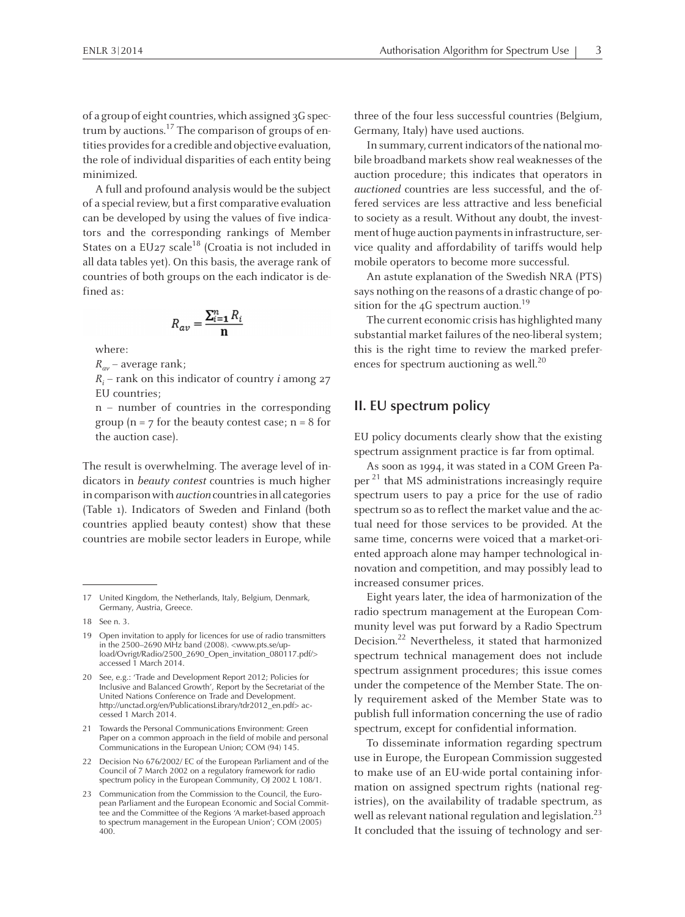of a group of eight countries, which assigned 3G spectrum by auctions.[17] The comparison of groups of entities provides for a credible and objective evaluation, the role of individual disparities of each entity being minimized.

A full and profound analysis would be the subject of a special review, but a first comparative evaluation can be developed by using the values of five indicators and the corresponding rankings of Member States on a EU27 scale[18] (Croatia is not included in all data tables yet). On this basis, the average rank of countries of both groups on the each indicator is defined as:

$$R_{av} = \frac{\sum_{i=1}^{n} R_i}{\mathbf{n}}$$

where:

$R_{av}$ – average rank;

$R_i$ – rank on this indicator of country $i$ among 27 EU countries;

n – number of countries in the corresponding group (n = 7 for the beauty contest case; n = 8 for the auction case).

The result is overwhelming. The average level of indicators in *beauty contest* countries is much higher in comparison with *auction* countries in all categories (Table 1). Indicators of Sweden and Finland (both countries applied beauty contest) show that these countries are mobile sector leaders in Europe, while three of the four less successful countries (Belgium, Germany, Italy) have used auctions.

In summary, current indicators of the national mobile broadband markets show real weaknesses of the auction procedure; this indicates that operators in *auctioned* countries are less successful, and the offered services are less attractive and less beneficial to society as a result. Without any doubt, the investment of huge auction payments in infrastructure, service quality and affordability of tariffs would help mobile operators to become more successful.

An astute explanation of the Swedish NRA (PTS) says nothing on the reasons of a drastic change of position for the 4G spectrum auction.[19]

The current economic crisis has highlighted many substantial market failures of the neo-liberal system; this is the right time to review the marked preferences for spectrum auctioning as well.[20]

## II. EU spectrum policy

EU policy documents clearly show that the existing spectrum assignment practice is far from optimal.

As soon as 1994, it was stated in a COM Green Paper [21] that MS administrations increasingly require spectrum users to pay a price for the use of radio spectrum so as to reflect the market value and the actual need for those services to be provided. At the same time, concerns were voiced that a market-oriented approach alone may hamper technological innovation and competition, and may possibly lead to increased consumer prices.

Eight years later, the idea of harmonization of the radio spectrum management at the European Community level was put forward by a Radio Spectrum Decision.[22] Nevertheless, it stated that harmonized spectrum technical management does not include spectrum assignment procedures; this issue comes under the competence of the Member State. The only requirement asked of the Member State was to publish full information concerning the use of radio spectrum, except for confidential information.

To disseminate information regarding spectrum use in Europe, the European Commission suggested to make use of an EU-wide portal containing information on assigned spectrum rights (national registries), on the availability of tradable spectrum, as well as relevant national regulation and legislation.[23] It concluded that the issuing of technology and ser-

---

17 United Kingdom, the Netherlands, Italy, Belgium, Denmark, Germany, Austria, Greece.

18 See n. 3.

19 Open invitation to apply for licences for use of radio transmitters in the 2500–2690 MHz band (2008). <www.pts.se/upload/Ovrigt/Radio/2500_2690_Open_invitation_080117.pdf/> accessed 1 March 2014.

20 See, e.g.: 'Trade and Development Report 2012; Policies for Inclusive and Balanced Growth', Report by the Secretariat of the United Nations Conference on Trade and Development. http://unctad.org/en/PublicationsLibrary/tdr2012_en.pdf> accessed 1 March 2014.

21 Towards the Personal Communications Environment: Green Paper on a common approach in the field of mobile and personal Communications in the European Union; COM (94) 145.

22 Decision No 676/2002/ EC of the European Parliament and of the Council of 7 March 2002 on a regulatory framework for radio spectrum policy in the European Community, OJ 2002 L 108/1.

23 Communication from the Commission to the Council, the European Parliament and the European Economic and Social Committee and the Committee of the Regions 'A market-based approach to spectrum management in the European Union'; COM (2005) 400.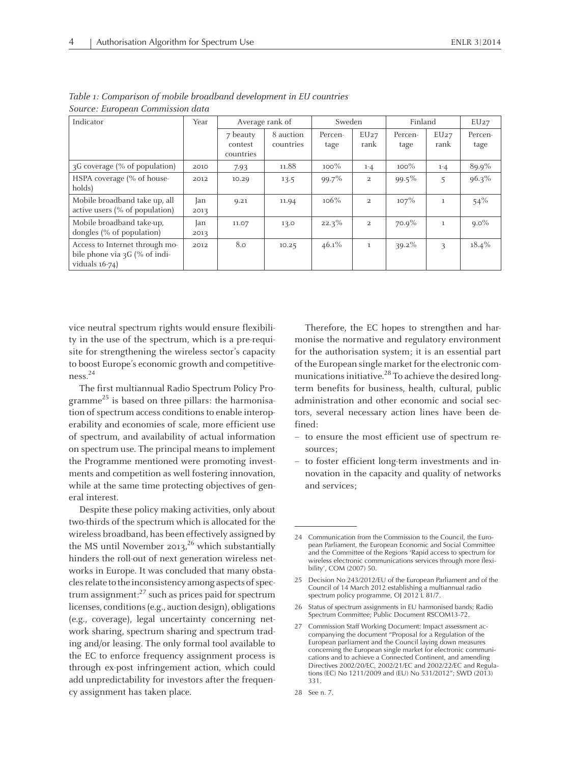*Table 1: Comparison of mobile broadband development in EU countries*
*Source: European Commission data*

| Indicator | Year | Average rank of | | Sweden | | Finland | | EU27 |
|---|---|---|---|---|---|---|---|---|
| | | 7 beauty contest countries | 8 auction countries | Percentage | EU27 rank | Percentage | EU27 rank | Percentage |
| 3G coverage (% of population) | 2010 | 7.93 | 11.88 | 100% | 1-4 | 100% | 1-4 | 89.9% |
| HSPA coverage (% of households) | 2012 | 10.29 | 13.5 | 99.7% | 2 | 99.5% | 5 | 96.3% |
| Mobile broadband take up, all active users (% of population) | Jan 2013 | 9.21 | 11.94 | 106% | 2 | 107% | 1 | 54% |
| Mobile broadband take-up, dongles (% of population) | Jan 2013 | 11.07 | 13.0 | 22.3% | 2 | 70.9% | 1 | 9.0% |
| Access to Internet through mobile phone via 3G (% of individuals 16-74) | 2012 | 8.0 | 10.25 | 46.1% | 1 | 39.2% | 3 | 18.4% |

vice neutral spectrum rights would ensure flexibility in the use of the spectrum, which is a pre-requisite for strengthening the wireless sector's capacity to boost Europe's economic growth and competitiveness.[24]

The first multiannual Radio Spectrum Policy Programme[25] is based on three pillars: the harmonisation of spectrum access conditions to enable interoperability and economies of scale, more efficient use of spectrum, and availability of actual information on spectrum use. The principal means to implement the Programme mentioned were promoting investments and competition as well fostering innovation, while at the same time protecting objectives of general interest.

Despite these policy making activities, only about two-thirds of the spectrum which is allocated for the wireless broadband, has been effectively assigned by the MS until November 2013,[26] which substantially hinders the roll-out of next generation wireless networks in Europe. It was concluded that many obstacles relate to the inconsistency among aspects of spectrum assignment:[27] such as prices paid for spectrum licenses, conditions (e.g., auction design), obligations (e.g., coverage), legal uncertainty concerning network sharing, spectrum sharing and spectrum trading and/or leasing. The only formal tool available to the EC to enforce frequency assignment process is through ex-post infringement action, which could add unpredictability for investors after the frequency assignment has taken place.

Therefore, the EC hopes to strengthen and harmonise the normative and regulatory environment for the authorisation system; it is an essential part of the European single market for the electronic communications initiative.[28] To achieve the desired long-term benefits for business, health, cultural, public administration and other economic and social sectors, several necessary action lines have been defined:

- to ensure the most efficient use of spectrum resources;
- to foster efficient long-term investments and innovation in the capacity and quality of networks and services;

24 Communication from the Commission to the Council, the European Parliament, the European Economic and Social Committee and the Committee of the Regions 'Rapid access to spectrum for wireless electronic communications services through more flexibility', COM (2007) 50.

25 Decision No 243/2012/EU of the European Parliament and of the Council of 14 March 2012 establishing a multiannual radio spectrum policy programme, OJ 2012 L 81/7.

26 Status of spectrum assignments in EU harmonised bands; Radio Spectrum Committee; Public Document RSCOM13-72.

27 Commission Staff Working Document: Impact assessment accompanying the document "Proposal for a Regulation of the European parliament and the Council laying down measures concerning the European single market for electronic communications and to achieve a Connected Continent, and amending Directives 2002/20/EC, 2002/21/EC and 2002/22/EC and Regulations (EC) No 1211/2009 and (EU) No 531/2012"; SWD (2013) 331.

28 See n. 7.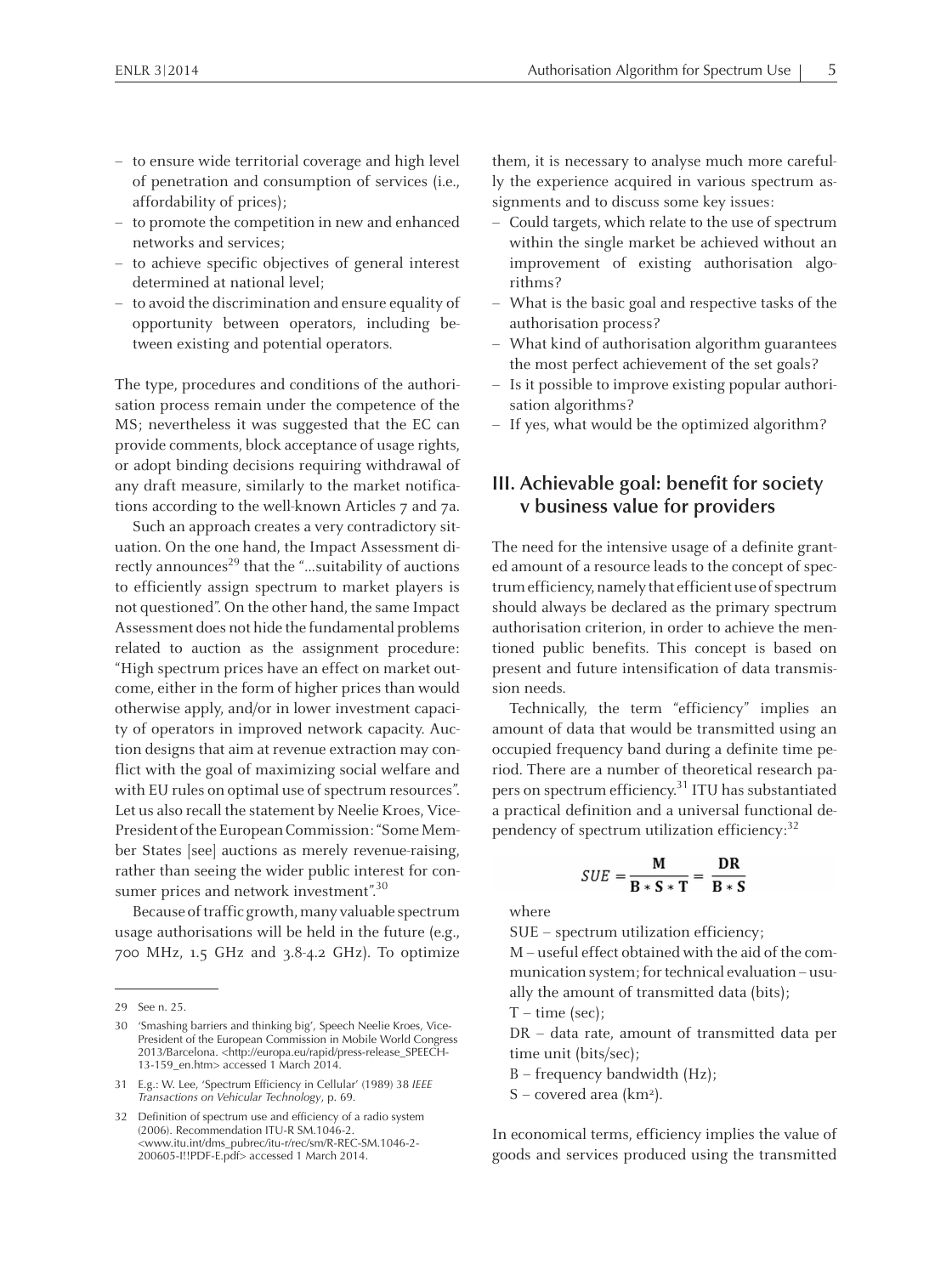- to ensure wide territorial coverage and high level of penetration and consumption of services (i.e., affordability of prices);
- to promote the competition in new and enhanced networks and services;
- to achieve specific objectives of general interest determined at national level;
- to avoid the discrimination and ensure equality of opportunity between operators, including between existing and potential operators.

The type, procedures and conditions of the authorisation process remain under the competence of the MS; nevertheless it was suggested that the EC can provide comments, block acceptance of usage rights, or adopt binding decisions requiring withdrawal of any draft measure, similarly to the market notifications according to the well-known Articles 7 and 7a.

Such an approach creates a very contradictory situation. On the one hand, the Impact Assessment directly announces[29] that the "...suitability of auctions to efficiently assign spectrum to market players is not questioned". On the other hand, the same Impact Assessment does not hide the fundamental problems related to auction as the assignment procedure: "High spectrum prices have an effect on market outcome, either in the form of higher prices than would otherwise apply, and/or in lower investment capacity of operators in improved network capacity. Auction designs that aim at revenue extraction may conflict with the goal of maximizing social welfare and with EU rules on optimal use of spectrum resources". Let us also recall the statement by Neelie Kroes, Vice-President of the European Commission: "Some Member States [see] auctions as merely revenue-raising, rather than seeing the wider public interest for consumer prices and network investment".[30]

Because of traffic growth, many valuable spectrum usage authorisations will be held in the future (e.g., 700 MHz, 1.5 GHz and 3.8-4.2 GHz). To optimize them, it is necessary to analyse much more carefully the experience acquired in various spectrum assignments and to discuss some key issues:

- Could targets, which relate to the use of spectrum within the single market be achieved without an improvement of existing authorisation algorithms?
- What is the basic goal and respective tasks of the authorisation process?
- What kind of authorisation algorithm guarantees the most perfect achievement of the set goals?
- Is it possible to improve existing popular authorisation algorithms?
- If yes, what would be the optimized algorithm?

## III. Achievable goal: benefit for society v business value for providers

The need for the intensive usage of a definite granted amount of a resource leads to the concept of spectrum efficiency, namely that efficient use of spectrum should always be declared as the primary spectrum authorisation criterion, in order to achieve the mentioned public benefits. This concept is based on present and future intensification of data transmission needs.

Technically, the term "efficiency" implies an amount of data that would be transmitted using an occupied frequency band during a definite time period. There are a number of theoretical research papers on spectrum efficiency.[31] ITU has substantiated a practical definition and a universal functional dependency of spectrum utilization efficiency:[32]

$$SUE = \frac{\mathbf{M}}{\mathbf{B} * \mathbf{S} * \mathbf{T}} = \frac{\mathbf{DR}}{\mathbf{B} * \mathbf{S}}$$

where

SUE – spectrum utilization efficiency;

M – useful effect obtained with the aid of the communication system; for technical evaluation – usually the amount of transmitted data (bits);

T – time (sec);

DR – data rate, amount of transmitted data per time unit (bits/sec);

B – frequency bandwidth (Hz);

S – covered area ($km^2$).

In economical terms, efficiency implies the value of goods and services produced using the transmitted

---

29 See n. 25.

30 'Smashing barriers and thinking big', Speech Neelie Kroes, Vice-President of the European Commission in Mobile World Congress 2013/Barcelona. <http://europa.eu/rapid/press-release_SPEECH-13-159_en.htm> accessed 1 March 2014.

31 E.g.: W. Lee, 'Spectrum Efficiency in Cellular' (1989) 38 *IEEE Transactions on Vehicular Technology*, p. 69.

32 Definition of spectrum use and efficiency of a radio system (2006). Recommendation ITU-R SM.1046-2. <www.itu.int/dms_pubrec/itu-r/rec/sm/R-REC-SM.1046-2-200605-I!!PDF-E.pdf> accessed 1 March 2014.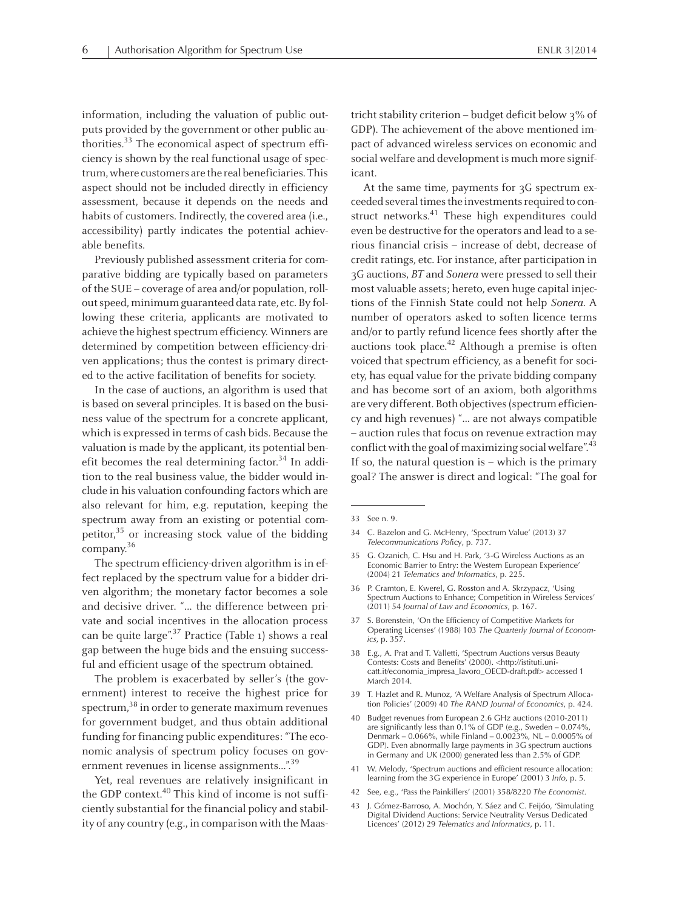information, including the valuation of public outputs provided by the government or other public authorities.[33] The economical aspect of spectrum efficiency is shown by the real functional usage of spectrum, where customers are the real beneficiaries. This aspect should not be included directly in efficiency assessment, because it depends on the needs and habits of customers. Indirectly, the covered area (i.e., accessibility) partly indicates the potential achievable benefits.

Previously published assessment criteria for comparative bidding are typically based on parameters of the SUE – coverage of area and/or population, rollout speed, minimum guaranteed data rate, etc. By following these criteria, applicants are motivated to achieve the highest spectrum efficiency. Winners are determined by competition between efficiency-driven applications; thus the contest is primary directed to the active facilitation of benefits for society.

In the case of auctions, an algorithm is used that is based on several principles. It is based on the business value of the spectrum for a concrete applicant, which is expressed in terms of cash bids. Because the valuation is made by the applicant, its potential benefit becomes the real determining factor.[34] In addition to the real business value, the bidder would include in his valuation confounding factors which are also relevant for him, e.g. reputation, keeping the spectrum away from an existing or potential competitor,[35] or increasing stock value of the bidding company.[36]

The spectrum efficiency-driven algorithm is in effect replaced by the spectrum value for a bidder driven algorithm; the monetary factor becomes a sole and decisive driver. "... the difference between private and social incentives in the allocation process can be quite large".[37] Practice (Table 1) shows a real gap between the huge bids and the ensuing successful and efficient usage of the spectrum obtained.

The problem is exacerbated by seller's (the government) interest to receive the highest price for spectrum,[38] in order to generate maximum revenues for government budget, and thus obtain additional funding for financing public expenditures: "The economic analysis of spectrum policy focuses on government revenues in license assignments...".[39]

Yet, real revenues are relatively insignificant in the GDP context.[40] This kind of income is not sufficiently substantial for the financial policy and stability of any country (e.g., in comparison with the Maastricht stability criterion – budget deficit below 3% of GDP). The achievement of the above mentioned impact of advanced wireless services on economic and social welfare and development is much more significant.

At the same time, payments for 3G spectrum exceeded several times the investments required to construct networks.[41] These high expenditures could even be destructive for the operators and lead to a serious financial crisis – increase of debt, decrease of credit ratings, etc. For instance, after participation in 3G auctions, *BT* and *Sonera* were pressed to sell their most valuable assets; hereto, even huge capital injections of the Finnish State could not help *Sonera*. A number of operators asked to soften licence terms and/or to partly refund licence fees shortly after the auctions took place.[42] Although a premise is often voiced that spectrum efficiency, as a benefit for society, has equal value for the private bidding company and has become sort of an axiom, both algorithms are very different. Both objectives (spectrum efficiency and high revenues) "... are not always compatible – auction rules that focus on revenue extraction may conflict with the goal of maximizing social welfare".[43] If so, the natural question is – which is the primary goal? The answer is direct and logical: "The goal for

---

33 See n. 9.

34 C. Bazelon and G. McHenry, 'Spectrum Value' (2013) 37 *Telecommunications Policy*, p. 737.

35 G. Ozanich, C. Hsu and H. Park, '3-G Wireless Auctions as an Economic Barrier to Entry: the Western European Experience' (2004) 21 *Telematics and Informatics*, p. 225.

36 P. Cramton, E. Kwerel, G. Rosston and A. Skrzypacz, 'Using Spectrum Auctions to Enhance; Competition in Wireless Services' (2011) 54 *Journal of Law and Economics*, p. 167.

37 S. Borenstein, 'On the Efficiency of Competitive Markets for Operating Licenses' (1988) 103 *The Quarterly Journal of Economics*, p. 357.

38 E.g., A. Prat and T. Valletti, 'Spectrum Auctions versus Beauty Contests: Costs and Benefits' (2000). <http://istituti.unicatt.it/economia_impresa_lavoro_OECD-draft.pdf> accessed 1 March 2014.

39 T. Hazlet and R. Munoz, 'A Welfare Analysis of Spectrum Allocation Policies' (2009) 40 *The RAND Journal of Economics*, p. 424.

40 Budget revenues from European 2.6 GHz auctions (2010-2011) are significantly less than 0.1% of GDP (e.g., Sweden – 0.074%, Denmark – 0.066%, while Finland – 0.0023%, NL – 0.0005% of GDP). Even abnormally large payments in 3G spectrum auctions in Germany and UK (2000) generated less than 2.5% of GDP.

41 W. Melody, 'Spectrum auctions and efficient resource allocation: learning from the 3G experience in Europe' (2001) 3 *Info*, p. 5.

42 See, e.g., 'Pass the Painkillers' (2001) 358/8220 *The Economist*.

43 J. Gómez-Barroso, A. Mochón, Y. Sáez and C. Feijóo, 'Simulating Digital Dividend Auctions: Service Neutrality Versus Dedicated Licences' (2012) 29 *Telematics and Informatics*, p. 11.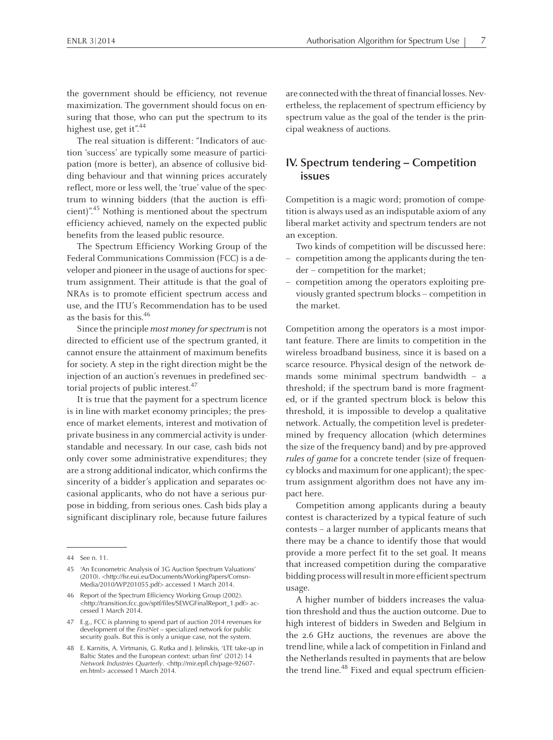the government should be efficiency, not revenue maximization. The government should focus on ensuring that those, who can put the spectrum to its highest use, get it".[44]

The real situation is different: "Indicators of auction 'success' are typically some measure of participation (more is better), an absence of collusive bidding behaviour and that winning prices accurately reflect, more or less well, the 'true' value of the spectrum to winning bidders (that the auction is efficient)".[45] Nothing is mentioned about the spectrum efficiency achieved, namely on the expected public benefits from the leased public resource.

The Spectrum Efficiency Working Group of the Federal Communications Commission (FCC) is a developer and pioneer in the usage of auctions for spectrum assignment. Their attitude is that the goal of NRAs is to promote efficient spectrum access and use, and the ITU's Recommendation has to be used as the basis for this.[46]

Since the principle *most money for spectrum* is not directed to efficient use of the spectrum granted, it cannot ensure the attainment of maximum benefits for society. A step in the right direction might be the injection of an auction's revenues in predefined sectorial projects of public interest.[47]

It is true that the payment for a spectrum licence is in line with market economy principles; the presence of market elements, interest and motivation of private business in any commercial activity is understandable and necessary. In our case, cash bids not only cover some administrative expenditures; they are a strong additional indicator, which confirms the sincerity of a bidder's application and separates occasional applicants, who do not have a serious purpose in bidding, from serious ones. Cash bids play a significant disciplinary role, because future failures are connected with the threat of financial losses. Nevertheless, the replacement of spectrum efficiency by spectrum value as the goal of the tender is the principal weakness of auctions.

## IV. Spectrum tendering – Competition issues

Competition is a magic word; promotion of competition is always used as an indisputable axiom of any liberal market activity and spectrum tenders are not an exception.

Two kinds of competition will be discussed here:

- competition among the applicants during the tender – competition for the market;
- competition among the operators exploiting previously granted spectrum blocks – competition in the market.

Competition among the operators is a most important feature. There are limits to competition in the wireless broadband business, since it is based on a scarce resource. Physical design of the network demands some minimal spectrum bandwidth – a threshold; if the spectrum band is more fragmented, or if the granted spectrum block is below this threshold, it is impossible to develop a qualitative network. Actually, the competition level is predetermined by frequency allocation (which determines the size of the frequency band) and by pre-approved *rules of game* for a concrete tender (size of frequency blocks and maximum for one applicant); the spectrum assignment algorithm does not have any impact here.

Competition among applicants during a beauty contest is characterized by a typical feature of such contests – a larger number of applicants means that there may be a chance to identify those that would provide a more perfect fit to the set goal. It means that increased competition during the comparative bidding process will result in more efficient spectrum usage.

A higher number of bidders increases the valuation threshold and thus the auction outcome. Due to high interest of bidders in Sweden and Belgium in the 2.6 GHz auctions, the revenues are above the trend line, while a lack of competition in Finland and the Netherlands resulted in payments that are below the trend line.[48] Fixed and equal spectrum efficien-

---

44 See n. 11.

45 'An Econometric Analysis of 3G Auction Spectrum Valuations' (2010). <http://fsr.eui.eu/Documents/WorkingPapers/ComsnMedia/2010/WP201055.pdf> accessed 1 March 2014.

46 Report of the Spectrum Efficiency Working Group (2002). <http://transition.fcc.gov/sptf/files/SEWGFinalReport_1.pdf> accessed 1 March 2014.

47 E.g., FCC is planning to spend part of auction 2014 revenues for development of the *FirstNet* – specialized network for public security goals. But this is only a unique case, not the system.

48 E. Karnitis, A. Virtmanis, G. Rutka and J. Jelinskis, 'LTE take-up in Baltic States and the European context: urban first' (2012) 14 *Network Industries Quarterly*. <http://mir.epfl.ch/page-92607-en.html> accessed 1 March 2014.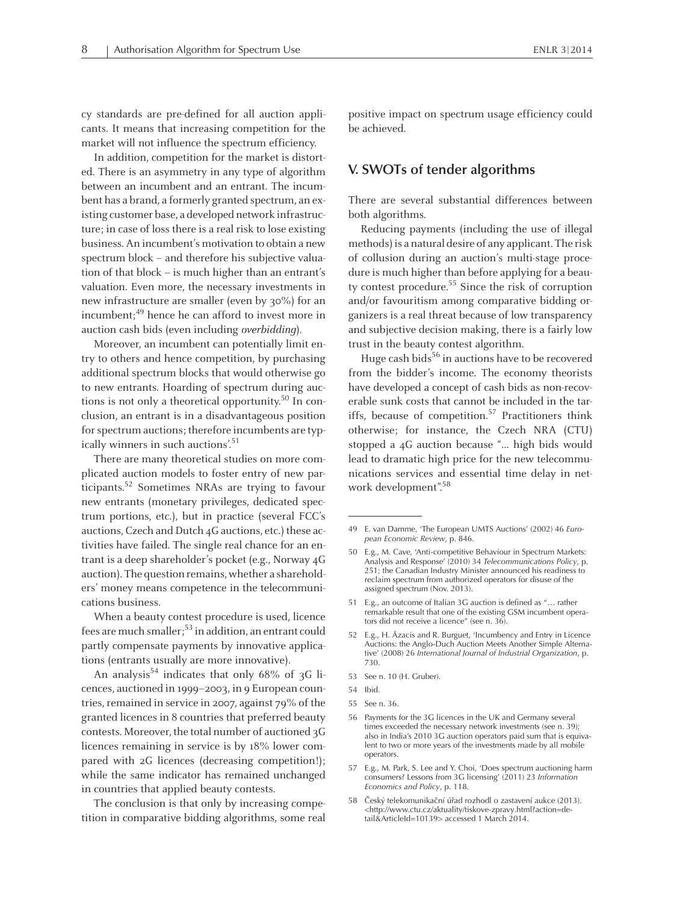cy standards are pre-defined for all auction applicants. It means that increasing competition for the market will not influence the spectrum efficiency.

In addition, competition for the market is distorted. There is an asymmetry in any type of algorithm between an incumbent and an entrant. The incumbent has a brand, a formerly granted spectrum, an existing customer base, a developed network infrastructure; in case of loss there is a real risk to lose existing business. An incumbent's motivation to obtain a new spectrum block – and therefore his subjective valuation of that block – is much higher than an entrant's valuation. Even more, the necessary investments in new infrastructure are smaller (even by 30%) for an incumbent;[49] hence he can afford to invest more in auction cash bids (even including *overbidding*).

Moreover, an incumbent can potentially limit entry to others and hence competition, by purchasing additional spectrum blocks that would otherwise go to new entrants. Hoarding of spectrum during auctions is not only a theoretical opportunity.[50] In conclusion, an entrant is in a disadvantageous position for spectrum auctions; therefore incumbents are typically winners in such auctions'.[51]

There are many theoretical studies on more complicated auction models to foster entry of new participants.[52] Sometimes NRAs are trying to favour new entrants (monetary privileges, dedicated spectrum portions, etc.), but in practice (several FCC's auctions, Czech and Dutch 4G auctions, etc.) these activities have failed. The single real chance for an entrant is a deep shareholder's pocket (e.g., Norway 4G auction). The question remains, whether a shareholders' money means competence in the telecommunications business.

When a beauty contest procedure is used, licence fees are much smaller;[53] in addition, an entrant could partly compensate payments by innovative applications (entrants usually are more innovative).

An analysis[54] indicates that only 68% of 3G licences, auctioned in 1999–2003, in 9 European countries, remained in service in 2007, against 79% of the granted licences in 8 countries that preferred beauty contests. Moreover, the total number of auctioned 3G licences remaining in service is by 18% lower compared with 2G licences (decreasing competition!); while the same indicator has remained unchanged in countries that applied beauty contests.

The conclusion is that only by increasing competition in comparative bidding algorithms, some real positive impact on spectrum usage efficiency could be achieved.

## V. SWOTs of tender algorithms

There are several substantial differences between both algorithms.

Reducing payments (including the use of illegal methods) is a natural desire of any applicant. The risk of collusion during an auction's multi-stage procedure is much higher than before applying for a beauty contest procedure.[55] Since the risk of corruption and/or favouritism among comparative bidding organizers is a real threat because of low transparency and subjective decision making, there is a fairly low trust in the beauty contest algorithm.

Huge cash bids[56] in auctions have to be recovered from the bidder's income. The economy theorists have developed a concept of cash bids as non-recoverable sunk costs that cannot be included in the tariffs, because of competition.[57] Practitioners think otherwise; for instance, the Czech NRA (CTU) stopped a 4G auction because "... high bids would lead to dramatic high price for the new telecommunications services and essential time delay in network development".[58]

---

49 E. van Damme, 'The European UMTS Auctions' (2002) 46 *European Economic Review*, p. 846.

50 E.g., M. Cave, 'Anti-competitive Behaviour in Spectrum Markets: Analysis and Response' (2010) 34 *Telecommunications Policy*, p. 251; the Canadian Industry Minister announced his readiness to reclaim spectrum from authorized operators for disuse of the assigned spectrum (Nov. 2013).

51 E.g., an outcome of Italian 3G auction is defined as "… rather remarkable result that one of the existing GSM incumbent operators did not receive a licence" (see n. 36).

52 E.g., H. Āzacis and R. Burguet, 'Incumbency and Entry in Licence Auctions: the Anglo-Duch Auction Meets Another Simple Alternative' (2008) 26 *International Journal of Industrial Organization*, p. 730.

53 See n. 10 (H. Gruber).

54 Ibid.

55 See n. 36.

56 Payments for the 3G licences in the UK and Germany several times exceeded the necessary network investments (see n. 39); also in India's 2010 3G auction operators paid sum that is equivalent to two or more years of the investments made by all mobile operators.

57 E.g., M. Park, S. Lee and Y. Choi, 'Does spectrum auctioning harm consumers? Lessons from 3G licensing' (2011) 23 *Information Economics and Policy*, p. 118.

58 Český telekomunikační úřad rozhodl o zastavení aukce (2013). <http://www.ctu.cz/aktuality/tiskove-zpravy.html?action=detail&ArticleId=10139> accessed 1 March 2014.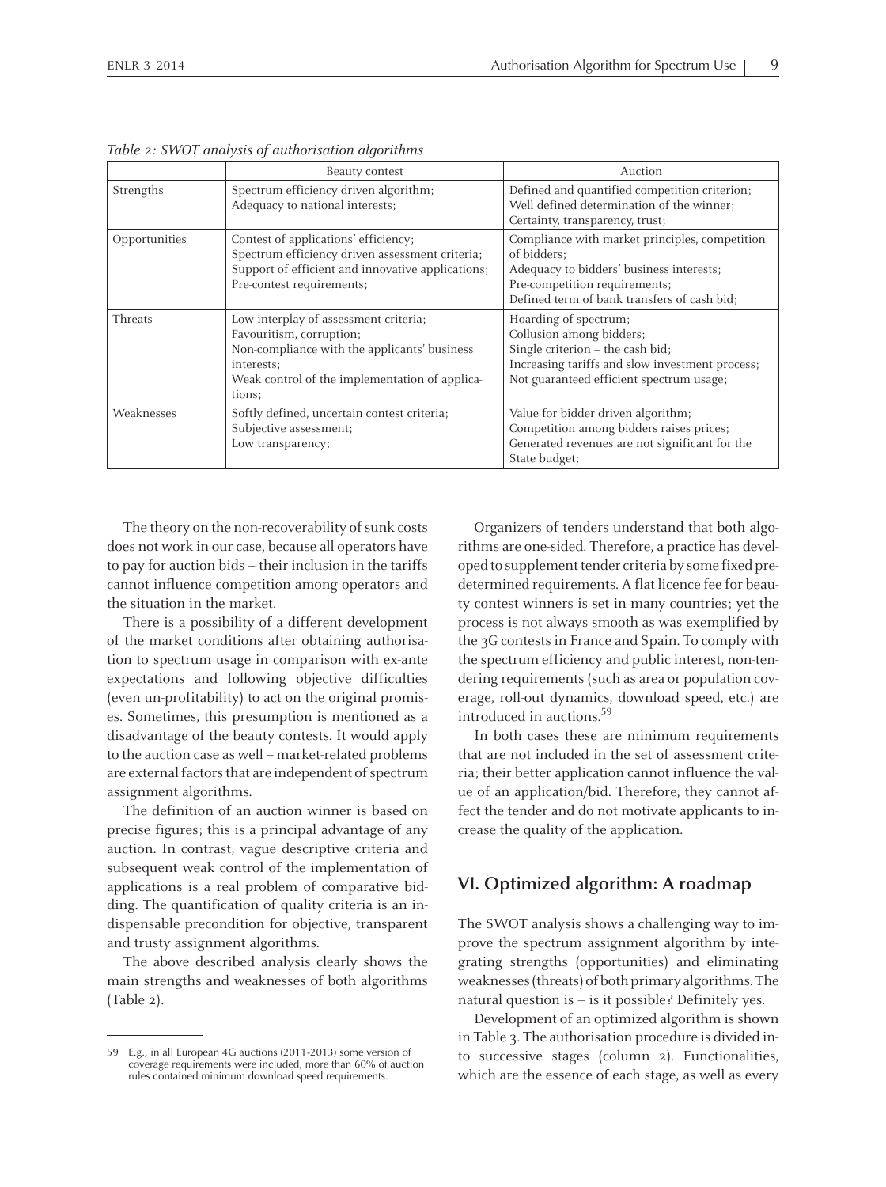*Table 2: SWOT analysis of authorisation algorithms*

| | Beauty contest | Auction |
|---|---|---|
| Strengths | Spectrum efficiency driven algorithm; Adequacy to national interests; | Defined and quantified competition criterion; Well defined determination of the winner; Certainty, transparency, trust; |
| Opportunities | Contest of applications' efficiency; Spectrum efficiency driven assessment criteria; Support of efficient and innovative applications; Pre-contest requirements; | Compliance with market principles, competition of bidders; Adequacy to bidders' business interests; Pre-competition requirements; Defined term of bank transfers of cash bid; |
| Threats | Low interplay of assessment criteria; Favouritism, corruption; Non-compliance with the applicants' business interests; Weak control of the implementation of applications; | Hoarding of spectrum; Collusion among bidders; Single criterion – the cash bid; Increasing tariffs and slow investment process; Not guaranteed efficient spectrum usage; |
| Weaknesses | Softly defined, uncertain contest criteria; Subjective assessment; Low transparency; | Value for bidder driven algorithm; Competition among bidders raises prices; Generated revenues are not significant for the State budget; |

The theory on the non-recoverability of sunk costs does not work in our case, because all operators have to pay for auction bids – their inclusion in the tariffs cannot influence competition among operators and the situation in the market.

There is a possibility of a different development of the market conditions after obtaining authorisation to spectrum usage in comparison with ex-ante expectations and following objective difficulties (even un-profitability) to act on the original promises. Sometimes, this presumption is mentioned as a disadvantage of the beauty contests. It would apply to the auction case as well – market-related problems are external factors that are independent of spectrum assignment algorithms.

The definition of an auction winner is based on precise figures; this is a principal advantage of any auction. In contrast, vague descriptive criteria and subsequent weak control of the implementation of applications is a real problem of comparative bidding. The quantification of quality criteria is an indispensable precondition for objective, transparent and trusty assignment algorithms.

The above described analysis clearly shows the main strengths and weaknesses of both algorithms (Table 2).

Organizers of tenders understand that both algorithms are one-sided. Therefore, a practice has developed to supplement tender criteria by some fixed predetermined requirements. A flat licence fee for beauty contest winners is set in many countries; yet the process is not always smooth as was exemplified by the 3G contests in France and Spain. To comply with the spectrum efficiency and public interest, non-tendering requirements (such as area or population coverage, roll-out dynamics, download speed, etc.) are introduced in auctions.[59]

In both cases these are minimum requirements that are not included in the set of assessment criteria; their better application cannot influence the value of an application/bid. Therefore, they cannot affect the tender and do not motivate applicants to increase the quality of the application.

## VI. Optimized algorithm: A roadmap

The SWOT analysis shows a challenging way to improve the spectrum assignment algorithm by integrating strengths (opportunities) and eliminating weaknesses (threats) of both primary algorithms. The natural question is – is it possible? Definitely yes.

Development of an optimized algorithm is shown in Table 3. The authorisation procedure is divided into successive stages (column 2). Functionalities, which are the essence of each stage, as well as every

59 E.g., in all European 4G auctions (2011-2013) some version of coverage requirements were included, more than 60% of auction rules contained minimum download speed requirements.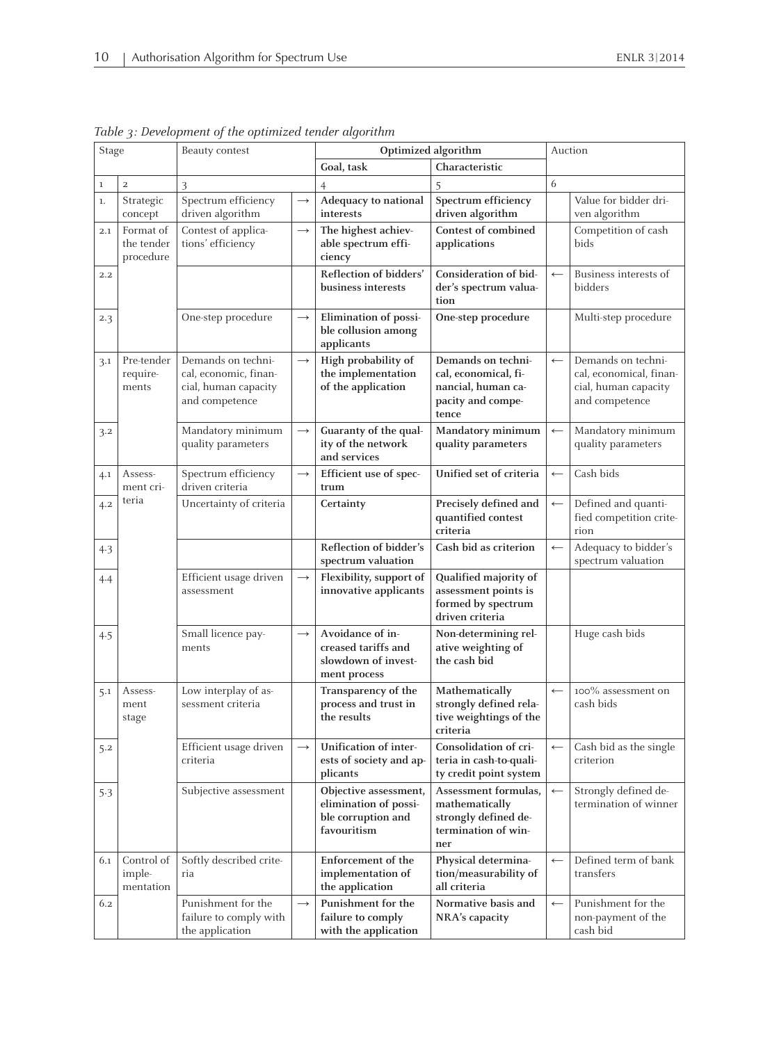*Table 3: Development of the optimized tender algorithm*

| Stage | | Beauty contest | | Optimized algorithm | | Auction | |
|---|---|---|---|---|---|---|---|
| | | | | Goal, task | Characteristic | | |
| 1 | 2 | 3 | | 4 | 5 | 6 | |
| 1. | Strategic concept | Spectrum efficiency driven algorithm | → | **Adequacy to national interests** | **Spectrum efficiency driven algorithm** | | Value for bidder driven algorithm |
| 2.1 | Format of the tender procedure | Contest of applications' efficiency | → | **The highest achievable spectrum efficiency** | **Contest of combined applications** | | Competition of cash bids |
| 2.2 | | | | **Reflection of bidders' business interests** | **Consideration of bidder's spectrum valuation** | ← | Business interests of bidders |
| 2.3 | | One-step procedure | → | **Elimination of possible collusion among applicants** | **One-step procedure** | | Multi-step procedure |
| 3.1 | Pre-tender requirements | Demands on technical, economic, financial, human capacity and competence | → | **High probability of the implementation of the application** | **Demands on technical, economical, financial, human capacity and competence** | ← | Demands on technical, economical, financial, human capacity and competence |
| 3.2 | | Mandatory minimum quality parameters | → | **Guaranty of the quality of the network and services** | **Mandatory minimum quality parameters** | ← | Mandatory minimum quality parameters |
| 4.1 | Assessment criteria | Spectrum efficiency driven criteria | → | **Efficient use of spectrum** | **Unified set of criteria** | ← | Cash bids |
| 4.2 | | Uncertainty of criteria | | **Certainty** | **Precisely defined and quantified contest criteria** | ← | Defined and quantified competition criterion |
| 4.3 | | | | **Reflection of bidder's spectrum valuation** | **Cash bid as criterion** | ← | Adequacy to bidder's spectrum valuation |
| 4.4 | | Efficient usage driven assessment | → | **Flexibility, support of innovative applicants** | **Qualified majority of assessment points is formed by spectrum driven criteria** | | |
| 4.5 | | Small licence payments | → | **Avoidance of increased tariffs and slowdown of investment process** | **Non-determining relative weighting of the cash bid** | | Huge cash bids |
| 5.1 | Assessment stage | Low interplay of assessment criteria | | **Transparency of the process and trust in the results** | **Mathematically strongly defined relative weightings of the criteria** | ← | 100% assessment on cash bids |
| 5.2 | | Efficient usage driven criteria | → | **Unification of interests of society and applicants** | **Consolidation of criteria in cash-to-quality credit point system** | ← | Cash bid as the single criterion |
| 5.3 | | Subjective assessment | | **Objective assessment, elimination of possible corruption and favouritism** | **Assessment formulas, mathematically strongly defined determination of winner** | ← | Strongly defined determination of winner |
| 6.1 | Control of implementation | Softly described criteria | | **Enforcement of the implementation of the application** | **Physical determination/measurability of all criteria** | ← | Defined term of bank transfers |
| 6.2 | | Punishment for the failure to comply with the application | → | **Punishment for the failure to comply with the application** | **Normative basis and NRA's capacity** | ← | Punishment for the non-payment of the cash bid |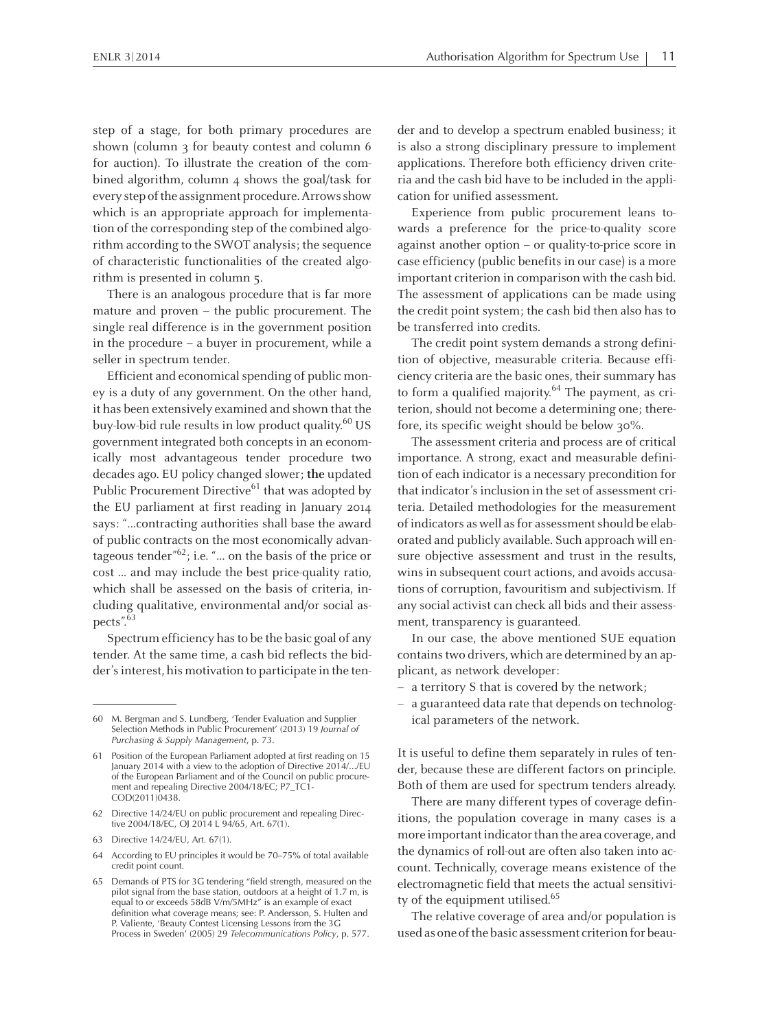step of a stage, for both primary procedures are shown (column 3 for beauty contest and column 6 for auction). To illustrate the creation of the combined algorithm, column 4 shows the goal/task for every step of the assignment procedure. Arrows show which is an appropriate approach for implementation of the corresponding step of the combined algorithm according to the SWOT analysis; the sequence of characteristic functionalities of the created algorithm is presented in column 5.

There is an analogous procedure that is far more mature and proven – the public procurement. The single real difference is in the government position in the procedure – a buyer in procurement, while a seller in spectrum tender.

Efficient and economical spending of public money is a duty of any government. On the other hand, it has been extensively examined and shown that the buy-low-bid rule results in low product quality.[60] US government integrated both concepts in an economically most advantageous tender procedure two decades ago. EU policy changed slower; **the** updated Public Procurement Directive[61] that was adopted by the EU parliament at first reading in January 2014 says: "...contracting authorities shall base the award of public contracts on the most economically advantageous tender"[62]; i.e. "... on the basis of the price or cost ... and may include the best price-quality ratio, which shall be assessed on the basis of criteria, including qualitative, environmental and/or social aspects".[63]

Spectrum efficiency has to be the basic goal of any tender. At the same time, a cash bid reflects the bidder's interest, his motivation to participate in the tender and to develop a spectrum enabled business; it is also a strong disciplinary pressure to implement applications. Therefore both efficiency driven criteria and the cash bid have to be included in the application for unified assessment.

Experience from public procurement leans towards a preference for the price-to-quality score against another option – or quality-to-price score in case efficiency (public benefits in our case) is a more important criterion in comparison with the cash bid. The assessment of applications can be made using the credit point system; the cash bid then also has to be transferred into credits.

The credit point system demands a strong definition of objective, measurable criteria. Because efficiency criteria are the basic ones, their summary has to form a qualified majority.[64] The payment, as criterion, should not become a determining one; therefore, its specific weight should be below 30%.

The assessment criteria and process are of critical importance. A strong, exact and measurable definition of each indicator is a necessary precondition for that indicator's inclusion in the set of assessment criteria. Detailed methodologies for the measurement of indicators as well as for assessment should be elaborated and publicly available. Such approach will ensure objective assessment and trust in the results, wins in subsequent court actions, and avoids accusations of corruption, favouritism and subjectivism. If any social activist can check all bids and their assessment, transparency is guaranteed.

In our case, the above mentioned SUE equation contains two drivers, which are determined by an applicant, as network developer:

- a territory S that is covered by the network;
- a guaranteed data rate that depends on technological parameters of the network.

It is useful to define them separately in rules of tender, because these are different factors on principle. Both of them are used for spectrum tenders already.

There are many different types of coverage definitions, the population coverage in many cases is a more important indicator than the area coverage, and the dynamics of roll-out are often also taken into account. Technically, coverage means existence of the electromagnetic field that meets the actual sensitivity of the equipment utilised.[65]

The relative coverage of area and/or population is used as one of the basic assessment criterion for beau-

---

60 M. Bergman and S. Lundberg, 'Tender Evaluation and Supplier Selection Methods in Public Procurement' (2013) 19 *Journal of Purchasing & Supply Management*, p. 73.

61 Position of the European Parliament adopted at first reading on 15 January 2014 with a view to the adoption of Directive 2014/.../EU of the European Parliament and of the Council on public procurement and repealing Directive 2004/18/EC; P7_TC1-COD(2011)0438.

62 Directive 14/24/EU on public procurement and repealing Directive 2004/18/EC, OJ 2014 L 94/65, Art. 67(1).

63 Directive 14/24/EU, Art. 67(1).

64 According to EU principles it would be 70–75% of total available credit point count.

65 Demands of PTS for 3G tendering "field strength, measured on the pilot signal from the base station, outdoors at a height of 1.7 m, is equal to or exceeds 58dB V/m/5MHz" is an example of exact definition what coverage means; see: P. Andersson, S. Hulten and P. Valiente, 'Beauty Contest Licensing Lessons from the 3G Process in Sweden' (2005) 29 *Telecommunications Policy*, p. 577.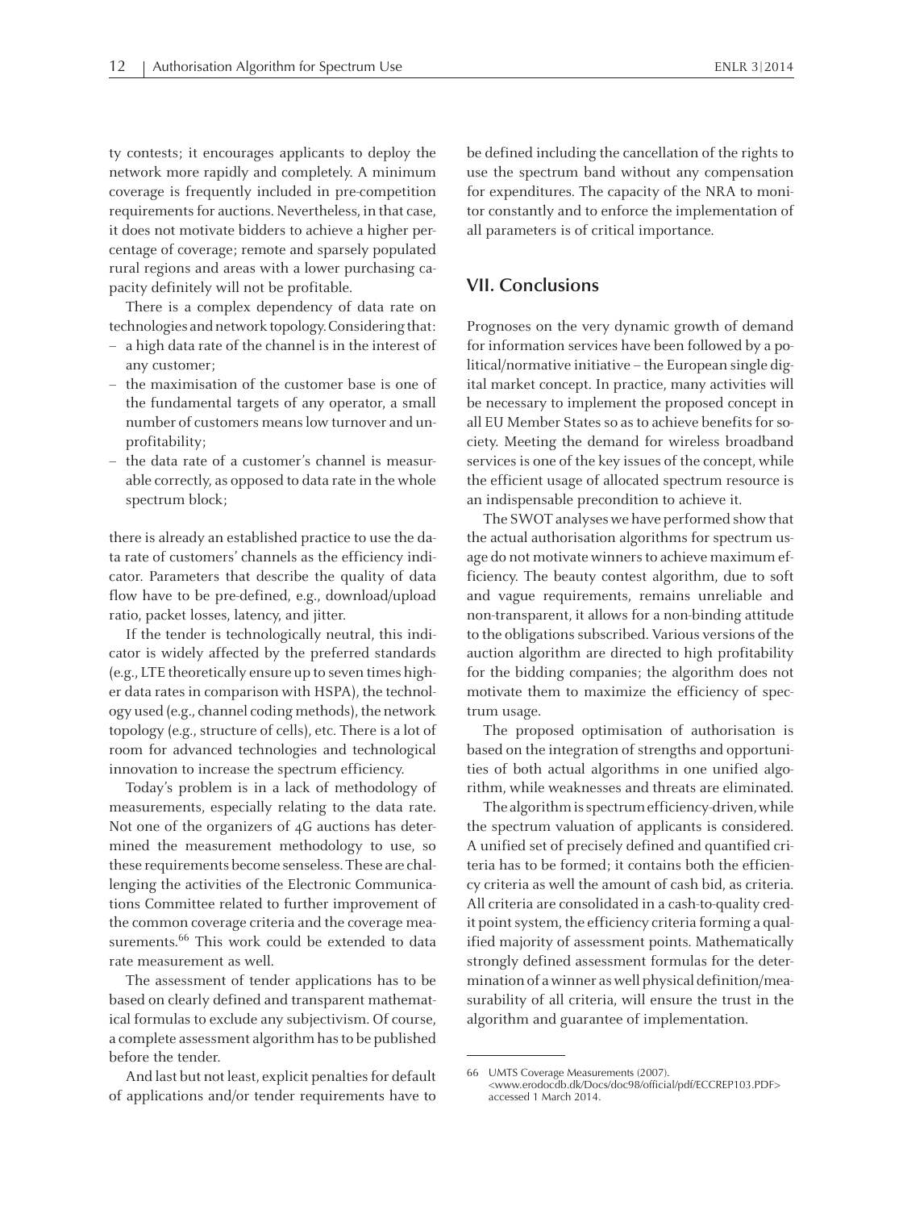ty contests; it encourages applicants to deploy the network more rapidly and completely. A minimum coverage is frequently included in pre-competition requirements for auctions. Nevertheless, in that case, it does not motivate bidders to achieve a higher percentage of coverage; remote and sparsely populated rural regions and areas with a lower purchasing capacity definitely will not be profitable.

There is a complex dependency of data rate on technologies and network topology. Considering that:

- a high data rate of the channel is in the interest of any customer;
- the maximisation of the customer base is one of the fundamental targets of any operator, a small number of customers means low turnover and unprofitability;
- the data rate of a customer's channel is measurable correctly, as opposed to data rate in the whole spectrum block;

there is already an established practice to use the data rate of customers' channels as the efficiency indicator. Parameters that describe the quality of data flow have to be pre-defined, e.g., download/upload ratio, packet losses, latency, and jitter.

If the tender is technologically neutral, this indicator is widely affected by the preferred standards (e.g., LTE theoretically ensure up to seven times higher data rates in comparison with HSPA), the technology used (e.g., channel coding methods), the network topology (e.g., structure of cells), etc. There is a lot of room for advanced technologies and technological innovation to increase the spectrum efficiency.

Today's problem is in a lack of methodology of measurements, especially relating to the data rate. Not one of the organizers of 4G auctions has determined the measurement methodology to use, so these requirements become senseless. These are challenging the activities of the Electronic Communications Committee related to further improvement of the common coverage criteria and the coverage measurements.[66] This work could be extended to data rate measurement as well.

The assessment of tender applications has to be based on clearly defined and transparent mathematical formulas to exclude any subjectivism. Of course, a complete assessment algorithm has to be published before the tender.

And last but not least, explicit penalties for default of applications and/or tender requirements have to be defined including the cancellation of the rights to use the spectrum band without any compensation for expenditures. The capacity of the NRA to monitor constantly and to enforce the implementation of all parameters is of critical importance.

## VII. Conclusions

Prognoses on the very dynamic growth of demand for information services have been followed by a political/normative initiative – the European single digital market concept. In practice, many activities will be necessary to implement the proposed concept in all EU Member States so as to achieve benefits for society. Meeting the demand for wireless broadband services is one of the key issues of the concept, while the efficient usage of allocated spectrum resource is an indispensable precondition to achieve it.

The SWOT analyses we have performed show that the actual authorisation algorithms for spectrum usage do not motivate winners to achieve maximum efficiency. The beauty contest algorithm, due to soft and vague requirements, remains unreliable and non-transparent, it allows for a non-binding attitude to the obligations subscribed. Various versions of the auction algorithm are directed to high profitability for the bidding companies; the algorithm does not motivate them to maximize the efficiency of spectrum usage.

The proposed optimisation of authorisation is based on the integration of strengths and opportunities of both actual algorithms in one unified algorithm, while weaknesses and threats are eliminated.

The algorithm is spectrum efficiency-driven, while the spectrum valuation of applicants is considered. A unified set of precisely defined and quantified criteria has to be formed; it contains both the efficiency criteria as well the amount of cash bid, as criteria. All criteria are consolidated in a cash-to-quality credit point system, the efficiency criteria forming a qualified majority of assessment points. Mathematically strongly defined assessment formulas for the determination of a winner as well physical definition/measurability of all criteria, will ensure the trust in the algorithm and guarantee of implementation.

---

66 UMTS Coverage Measurements (2007). <www.erodocdb.dk/Docs/doc98/official/pdf/ECCREP103.PDF> accessed 1 March 2014.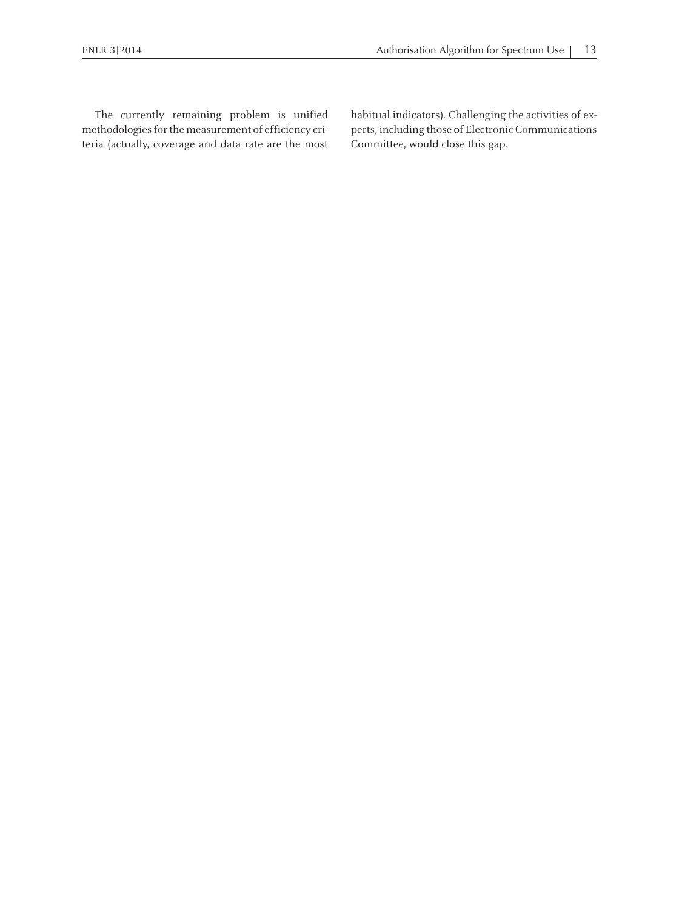The currently remaining problem is unified methodologies for the measurement of efficiency criteria (actually, coverage and data rate are the most habitual indicators). Challenging the activities of experts, including those of Electronic Communications Committee, would close this gap.